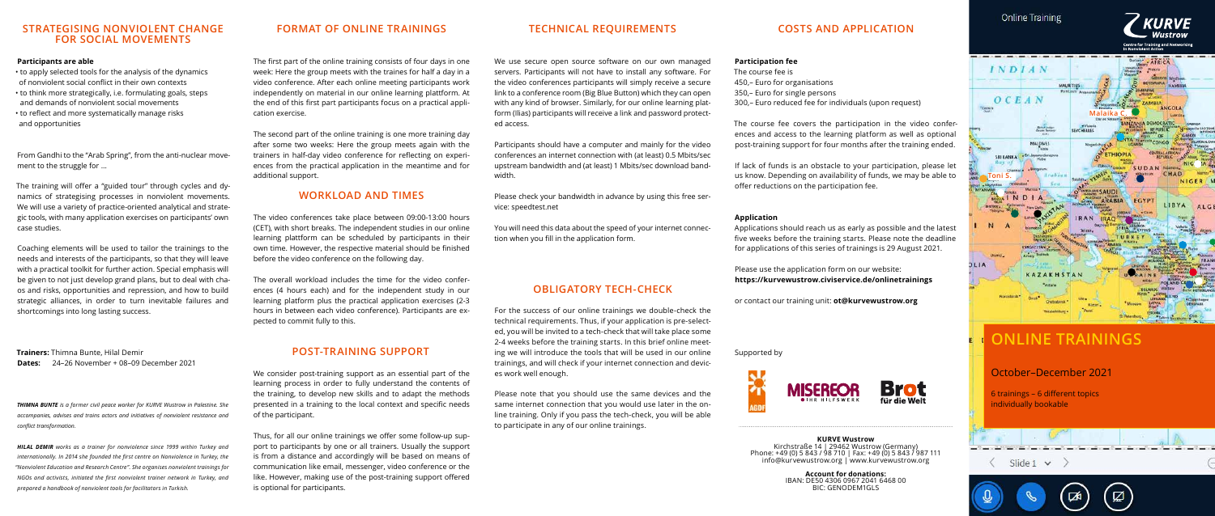## STRATEGISING NONVIOLENT CHANGE FOR SOCIAL MOVEMENTS

**Participants are able**

- to apply selected tools for the analysis of the dynamics of nonviolent social conflict in their own contexts
- to think more strategically, i.e. formulating goals, steps and demands of nonviolent social movements
- to reflect and more systematically manage risks and opportunities

From Gandhi to the "Arab Spring", from the anti-nuclear movement to the struggle for ...

The training will offer a "guided tour" through cycles and dynamics of strategising processes in nonviolent movements. We will use a variety of practice-oriented analytical and strategic tools, with many application exercises on participants' own case studies.

Coaching elements will be used to tailor the trainings to the needs and interests of the participants, so that they will leave with a practical toolkit for further action. Special emphasis will be given to not just develop grand plans, but to deal with chaos and risks, opportunities and repression, and how to build strategic alliances, in order to turn inevitable failures and shortcomings into long lasting success.

**Trainers:** Thimna Bunte, Hilal Demir
**Dates:** 24–26 November + 08–09 December 2021

***THIMNA BUNTE*** *is a former civil peace worker for KURVE Wustrow in Palestine. She accompanies, advises and trains actors and initiatives of nonviolent resistance and conflict transformation.*

***HILAL DEMIR*** *works as a trainer for nonviolence since 1999 within Turkey and internationally. In 2014 she founded the first centre on Nonviolence in Turkey, the "Nonviolent Education and Research Centre". She organises nonviolent trainings for NGOs and activists, initiated the first nonviolent trainer network in Turkey, and prepared a handbook of nonviolent tools for facilitators in Turkish.*

## FORMAT OF ONLINE TRAININGS

The first part of the online training consists of four days in one week: Here the group meets with the traines for half a day in a video conference. After each online meeting participants work independently on material in our online learning plattform. At the end of this first part participants focus on a practical application exercise.

The second part of the online training is one more training day after some two weeks: Here the group meets again with the trainers in half-day video conference for reflecting on experiences from the practical application in the meantime and for additional support.

## WORKLOAD AND TIMES

The video conferences take place between 09:00-13:00 hours (CET), with short breaks. The independent studies in our online learning plattform can be scheduled by participants in their own time. However, the respective material should be finished before the video conference on the following day.

The overall workload includes the time for the video conferences (4 hours each) and for the independent study in our learning platform plus the practical application exercises (2-3 hours in between each video conference). Participants are expected to commit fully to this.

## POST-TRAINING SUPPORT

We consider post-training support as an essential part of the learning process in order to fully understand the contents of the training, to develop new skills and to adapt the methods presented in a training to the local context and specific needs of the participant.

Thus, for all our online trainings we offer some follow-up support to participants by one or all trainers. Usually the support is from a distance and accordingly will be based on means of communication like email, messenger, video conference or the like. However, making use of the post-training support offered is optional for participants.

## TECHNICAL REQUIREMENTS

We use secure open source software on our own managed servers. Participants will not have to install any software. For the video conferences participants will simply receive a secure link to a conference room (Big Blue Button) which they can open with any kind of browser. Similarly, for our online learning platform (Ilias) participants will receive a link and password protected access.

Participants should have a computer and mainly for the video conferences an internet connection with (at least) 0.5 Mbits/sec upstream bandwidth and (at least) 1 Mbits/sec download bandwidth.

Please check your bandwidth in advance by using this free service: speedtest.net

You will need this data about the speed of your internet connection when you fill in the application form.

## OBLIGATORY TECH-CHECK

For the success of our online trainings we double-check the technical requirements. Thus, if your application is pre-selected, you will be invited to a tech-check that will take place some 2-4 weeks before the training starts. In this brief online meeting we will introduce the tools that will be used in our online trainings, and will check if your internet connection and devices work well enough.

Please note that you should use the same devices and the same internet connection that you would use later in the online training. Only if you pass the tech-check, you will be able to participate in any of our online trainings.

## COSTS AND APPLICATION

**Participation fee**
The course fee is
450,– Euro for organisations
350,– Euro for single persons
300,– Euro reduced fee for individuals (upon request)

The course fee covers the participation in the video conferences and access to the learning platform as well as optional post-training support for four months after the training ended.

If lack of funds is an obstacle to your participation, please let us know. Depending on availability of funds, we may be able to offer reductions on the participation fee.

**Application**
Applications should reach us as early as possible and the latest five weeks before the training starts. Please note the deadline for applications of this series of trainings is 29 August 2021.

Please use the application form on our website:
**https://kurvewustrow.civiservice.de/onlinetrainings**

or contact our training unit: **ot@kurvewustrow.org**

Supported by

MISEREOR · Brot für die Welt · AGDF

**KURVE Wustrow**
Kirchstraße 14 | 29462 Wustrow (Germany)
Phone: +49 (0) 5 843 / 98 710 | Fax: +49 (0) 5 843 / 987 111
info@kurvewustrow.org | www.kurvewustrow.org

**Account for donations:**
IBAN: DE50 4306 0967 2041 6468 00
BIC: GENODEM1GLS

Online Training

KURVE Wustrow – Centre for Training and Networking in Nonviolent Action

# ONLINE TRAININGS

October–December 2021

6 trainings – 6 different topics individually bookable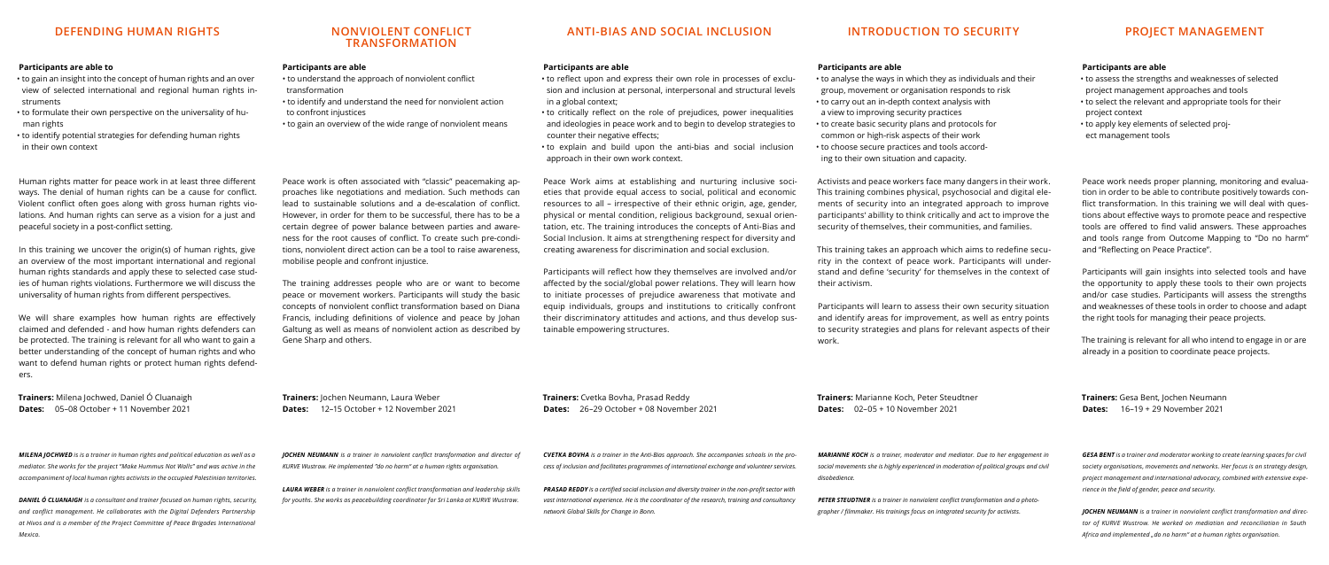## DEFENDING HUMAN RIGHTS

**Participants are able to**

- to gain an insight into the concept of human rights and an over view of selected international and regional human rights instruments
- to formulate their own perspective on the universality of human rights
- to identify potential strategies for defending human rights in their own context

Human rights matter for peace work in at least three different ways. The denial of human rights can be a cause for conflict. Violent conflict often goes along with gross human rights violations. And human rights can serve as a vision for a just and peaceful society in a post-conflict setting.

In this training we uncover the origin(s) of human rights, give an overview of the most important international and regional human rights standards and apply these to selected case studies of human rights violations. Furthermore we will discuss the universality of human rights from different perspectives.

We will share examples how human rights are effectively claimed and defended - and how human rights defenders can be protected. The training is relevant for all who want to gain a better understanding of the concept of human rights and who want to defend human rights or protect human rights defenders.

**Trainers:** Milena Jochwed, Daniel Ó Cluanaigh
**Dates:** 05–08 October + 11 November 2021

***MILENA JOCHWED*** *is is a trainer in human rights and political education as well as a mediator. She works for the project "Make Hummus Not Walls" and was active in the accompaniment of local human rights activists in the occupied Palestinian territories.*

***DANIEL Ó CLUANAIGH*** *is a consultant and trainer focused on human rights, security, and conflict management. He collaborates with the Digital Defenders Partnership at Hivos and is a member of the Project Committee of Peace Brigades International Mexico.*

## NONVIOLENT CONFLICT TRANSFORMATION

**Participants are able**

- to understand the approach of nonviolent conflict transformation
- to identify and understand the need for nonviolent action to confront injustices
- to gain an overview of the wide range of nonviolent means

Peace work is often associated with "classic" peacemaking approaches like negotiations and mediation. Such methods can lead to sustainable solutions and a de-escalation of conflict. However, in order for them to be successful, there has to be a certain degree of power balance between parties and awareness for the root causes of conflict. To create such pre-conditions, nonviolent direct action can be a tool to raise awareness, mobilise people and confront injustice.

The training addresses people who are or want to become peace or movement workers. Participants will study the basic concepts of nonviolent conflict transformation based on Diana Francis, including definitions of violence and peace by Johan Galtung as well as means of nonviolent action as described by Gene Sharp and others.

**Trainers:** Jochen Neumann, Laura Weber
**Dates:** 12–15 October + 12 November 2021

***JOCHEN NEUMANN*** *is a trainer in nonviolent conflict transformation and director of KURVE Wustrow. He implemented "do no harm" at a human rights organisation.*

***LAURA WEBER*** *is a trainer in nonviolent conflict transformation and leadership skills for youths. She works as peacebuilding coordinator for Sri Lanka at KURVE Wustrow.*

## ANTI-BIAS AND SOCIAL INCLUSION

**Participants are able**

- to reflect upon and express their own role in processes of exclusion and inclusion at personal, interpersonal and structural levels in a global context;
- to critically reflect on the role of prejudices, power inequalities and ideologies in peace work and to begin to develop strategies to counter their negative effects;
- to explain and build upon the anti-bias and social inclusion approach in their own work context.

Peace Work aims at establishing and nurturing inclusive societies that provide equal access to social, political and economic resources to all – irrespective of their ethnic origin, age, gender, physical or mental condition, religious background, sexual orientation, etc. The training introduces the concepts of Anti-Bias and Social Inclusion. It aims at strengthening respect for diversity and creating awareness for discrimination and social exclusion.

Participants will reflect how they themselves are involved and/or affected by the social/global power relations. They will learn how to initiate processes of prejudice awareness that motivate and equip individuals, groups and institutions to critically confront their discriminatory attitudes and actions, and thus develop sustainable empowering structures.

**Trainers:** Cvetka Bovha, Prasad Reddy
**Dates:** 26–29 October + 08 November 2021

***CVETKA BOVHA*** *is a trainer in the Anti-Bias approach. She accompanies schools in the process of inclusion and facilitates programmes of international exchange and volunteer services.*

***PRASAD REDDY*** *is a certified social inclusion and diversity trainer in the non-profit sector with vast international experience. He is the coordinator of the research, training and consultancy network Global Skills for Change in Bonn.*

## INTRODUCTION TO SECURITY

**Participants are able**

- to analyse the ways in which they as individuals and their group, movement or organisation responds to risk
- to carry out an in-depth context analysis with a view to improving security practices
- to create basic security plans and protocols for common or high-risk aspects of their work
- to choose secure practices and tools according to their own situation and capacity.

Activists and peace workers face many dangers in their work. This training combines physical, psychosocial and digital elements of security into an integrated approach to improve participants' abillity to think critically and act to improve the security of themselves, their communities, and families.

This training takes an approach which aims to redefine security in the context of peace work. Participants will understand and define 'security' for themselves in the context of their activism.

Participants will learn to assess their own security situation and identify areas for improvement, as well as entry points to security strategies and plans for relevant aspects of their work.

**Trainers:** Marianne Koch, Peter Steudtner
**Dates:** 02–05 + 10 November 2021

***MARIANNE KOCH*** *is a trainer, moderator and mediator. Due to her engagement in social movements she is highly experienced in moderation of political groups and civil disobedience.*

***PETER STEUDTNER*** *is a trainer in nonviolent conflict transformation and a photographer / filmmaker. His trainings focus an integrated security for activists.*

## PROJECT MANAGEMENT

**Participants are able**

- to assess the strengths and weaknesses of selected project management approaches and tools
- to select the relevant and appropriate tools for their project context
- to apply key elements of selected project management tools

Peace work needs proper planning, monitoring and evaluation in order to be able to contribute positively towards conflict transformation. In this training we will deal with questions about effective ways to promote peace and respective tools are offered to find valid answers. These approaches and tools range from Outcome Mapping to "Do no harm" and "Reflecting on Peace Practice".

Participants will gain insights into selected tools and have the opportunity to apply these tools to their own projects and/or case studies. Participants will assess the strengths and weaknesses of these tools in order to choose and adapt the right tools for managing their peace projects.

The training is relevant for all who intend to engage in or are already in a position to coordinate peace projects.

**Trainers:** Gesa Bent, Jochen Neumann
**Dates:** 16–19 + 29 November 2021

***GESA BENT*** *is a trainer and moderator working to create learning spaces for civil society organisations, movements and networks. Her focus is on strategy design, project management and international advocacy, combined with extensive experience in the field of gender, peace and security.*

***JOCHEN NEUMANN*** *is a trainer in nonviolent conflict transformation and director of KURVE Wustrow. He worked on mediation and reconciliation in South Africa and implemented „do no harm" at a human rights organisation.*